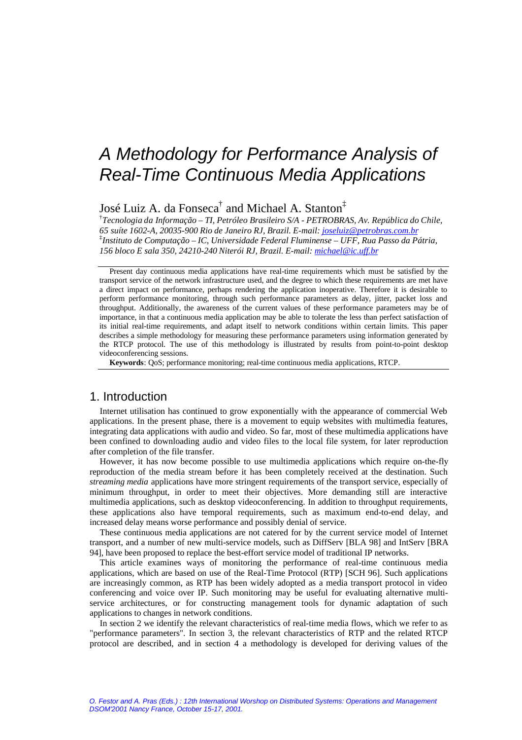# A Methodology for Performance Analysis of Real-Time Continuous Media Applications

José Luiz A. da Fonseca[†] and Michael A. Stanton[‡]

[†]*Tecnologia da Informação – TI, Petróleo Brasileiro S/A - PETROBRAS, Av. República do Chile, 65 suíte 1602-A, 20035-900 Rio de Janeiro RJ, Brazil. E-mail: joseluiz@petrobras.com.br*

[‡]*Instituto de Computação – IC, Universidade Federal Fluminense – UFF, Rua Passo da Pátria, 156 bloco E sala 350, 24210-240 Niterói RJ, Brazil. E-mail: michael@ic.uff.br*

---

Present day continuous media applications have real-time requirements which must be satisfied by the transport service of the network infrastructure used, and the degree to which these requirements are met have a direct impact on performance, perhaps rendering the application inoperative. Therefore it is desirable to perform performance monitoring, through such performance parameters as delay, jitter, packet loss and throughput. Additionally, the awareness of the current values of these performance parameters may be of importance, in that a continuous media application may be able to tolerate the less than perfect satisfaction of its initial real-time requirements, and adapt itself to network conditions within certain limits. This paper describes a simple methodology for measuring these performance parameters using information generated by the RTCP protocol. The use of this methodology is illustrated by results from point-to-point desktop videoconferencing sessions.

**Keywords**: QoS; performance monitoring; real-time continuous media applications, RTCP.

---

## 1. Introduction

Internet utilisation has continued to grow exponentially with the appearance of commercial Web applications. In the present phase, there is a movement to equip websites with multimedia features, integrating data applications with audio and video. So far, most of these multimedia applications have been confined to downloading audio and video files to the local file system, for later reproduction after completion of the file transfer.

However, it has now become possible to use multimedia applications which require on-the-fly reproduction of the media stream before it has been completely received at the destination. Such *streaming media* applications have more stringent requirements of the transport service, especially of minimum throughput, in order to meet their objectives. More demanding still are interactive multimedia applications, such as desktop videoconferencing. In addition to throughput requirements, these applications also have temporal requirements, such as maximum end-to-end delay, and increased delay means worse performance and possibly denial of service.

These continuous media applications are not catered for by the current service model of Internet transport, and a number of new multi-service models, such as DiffServ [BLA 98] and IntServ [BRA 94], have been proposed to replace the best-effort service model of traditional IP networks.

This article examines ways of monitoring the performance of real-time continuous media applications, which are based on use of the Real-Time Protocol (RTP) [SCH 96]. Such applications are increasingly common, as RTP has been widely adopted as a media transport protocol in video conferencing and voice over IP. Such monitoring may be useful for evaluating alternative multi-service architectures, or for constructing management tools for dynamic adaptation of such applications to changes in network conditions.

In section 2 we identify the relevant characteristics of real-time media flows, which we refer to as "performance parameters". In section 3, the relevant characteristics of RTP and the related RTCP protocol are described, and in section 4 a methodology is developed for deriving values of the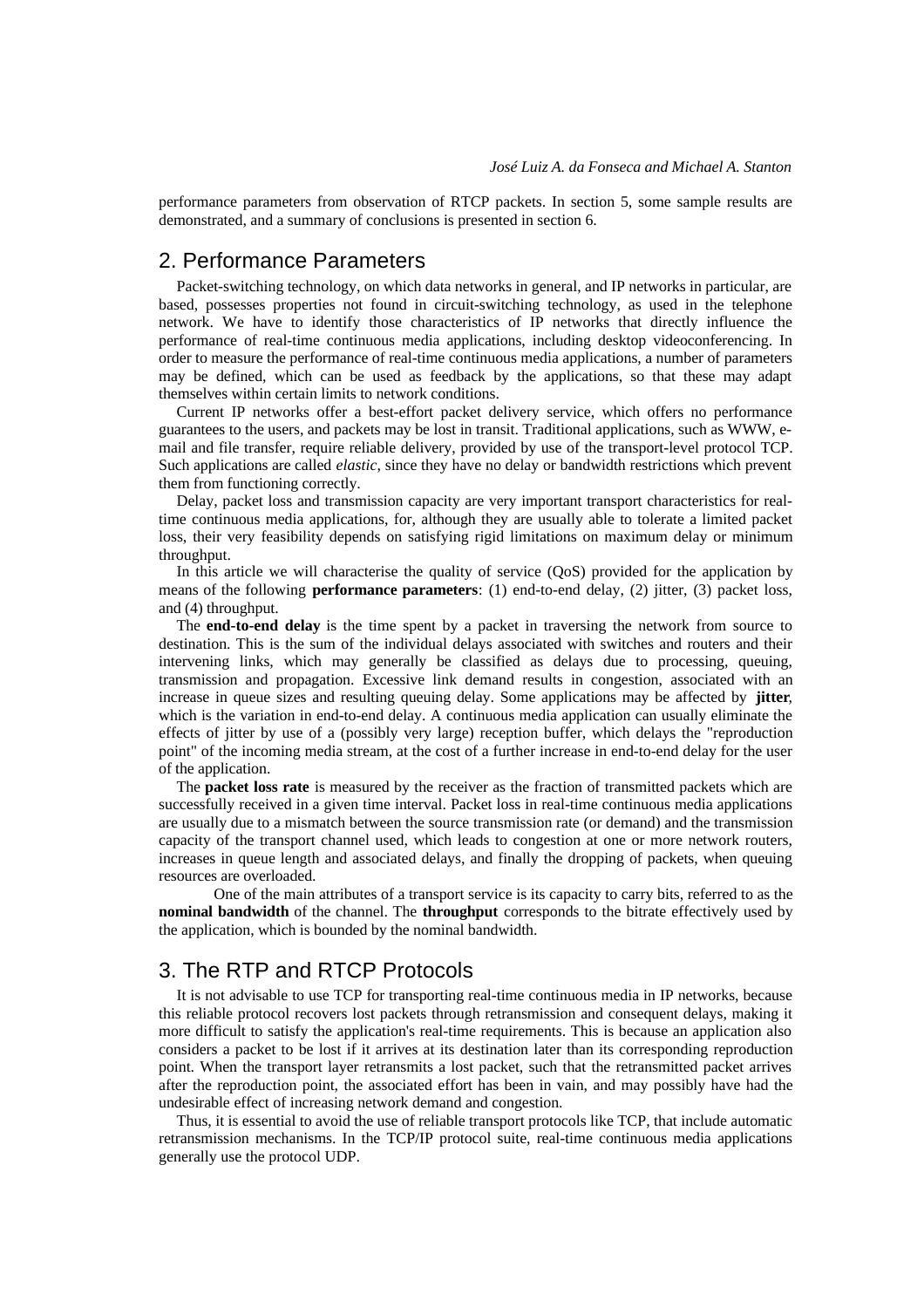performance parameters from observation of RTCP packets. In section 5, some sample results are demonstrated, and a summary of conclusions is presented in section 6.

## 2. Performance Parameters

Packet-switching technology, on which data networks in general, and IP networks in particular, are based, possesses properties not found in circuit-switching technology, as used in the telephone network. We have to identify those characteristics of IP networks that directly influence the performance of real-time continuous media applications, including desktop videoconferencing. In order to measure the performance of real-time continuous media applications, a number of parameters may be defined, which can be used as feedback by the applications, so that these may adapt themselves within certain limits to network conditions.

Current IP networks offer a best-effort packet delivery service, which offers no performance guarantees to the users, and packets may be lost in transit. Traditional applications, such as WWW, e-mail and file transfer, require reliable delivery, provided by use of the transport-level protocol TCP. Such applications are called *elastic*, since they have no delay or bandwidth restrictions which prevent them from functioning correctly.

Delay, packet loss and transmission capacity are very important transport characteristics for real-time continuous media applications, for, although they are usually able to tolerate a limited packet loss, their very feasibility depends on satisfying rigid limitations on maximum delay or minimum throughput.

In this article we will characterise the quality of service (QoS) provided for the application by means of the following **performance parameters**: (1) end-to-end delay, (2) jitter, (3) packet loss, and (4) throughput.

The **end-to-end delay** is the time spent by a packet in traversing the network from source to destination. This is the sum of the individual delays associated with switches and routers and their intervening links, which may generally be classified as delays due to processing, queuing, transmission and propagation. Excessive link demand results in congestion, associated with an increase in queue sizes and resulting queuing delay. Some applications may be affected by **jitter**, which is the variation in end-to-end delay. A continuous media application can usually eliminate the effects of jitter by use of a (possibly very large) reception buffer, which delays the "reproduction point" of the incoming media stream, at the cost of a further increase in end-to-end delay for the user of the application.

The **packet loss rate** is measured by the receiver as the fraction of transmitted packets which are successfully received in a given time interval. Packet loss in real-time continuous media applications are usually due to a mismatch between the source transmission rate (or demand) and the transmission capacity of the transport channel used, which leads to congestion at one or more network routers, increases in queue length and associated delays, and finally the dropping of packets, when queuing resources are overloaded.

One of the main attributes of a transport service is its capacity to carry bits, referred to as the **nominal bandwidth** of the channel. The **throughput** corresponds to the bitrate effectively used by the application, which is bounded by the nominal bandwidth.

## 3. The RTP and RTCP Protocols

It is not advisable to use TCP for transporting real-time continuous media in IP networks, because this reliable protocol recovers lost packets through retransmission and consequent delays, making it more difficult to satisfy the application's real-time requirements. This is because an application also considers a packet to be lost if it arrives at its destination later than its corresponding reproduction point. When the transport layer retransmits a lost packet, such that the retransmitted packet arrives after the reproduction point, the associated effort has been in vain, and may possibly have had the undesirable effect of increasing network demand and congestion.

Thus, it is essential to avoid the use of reliable transport protocols like TCP, that include automatic retransmission mechanisms. In the TCP/IP protocol suite, real-time continuous media applications generally use the protocol UDP.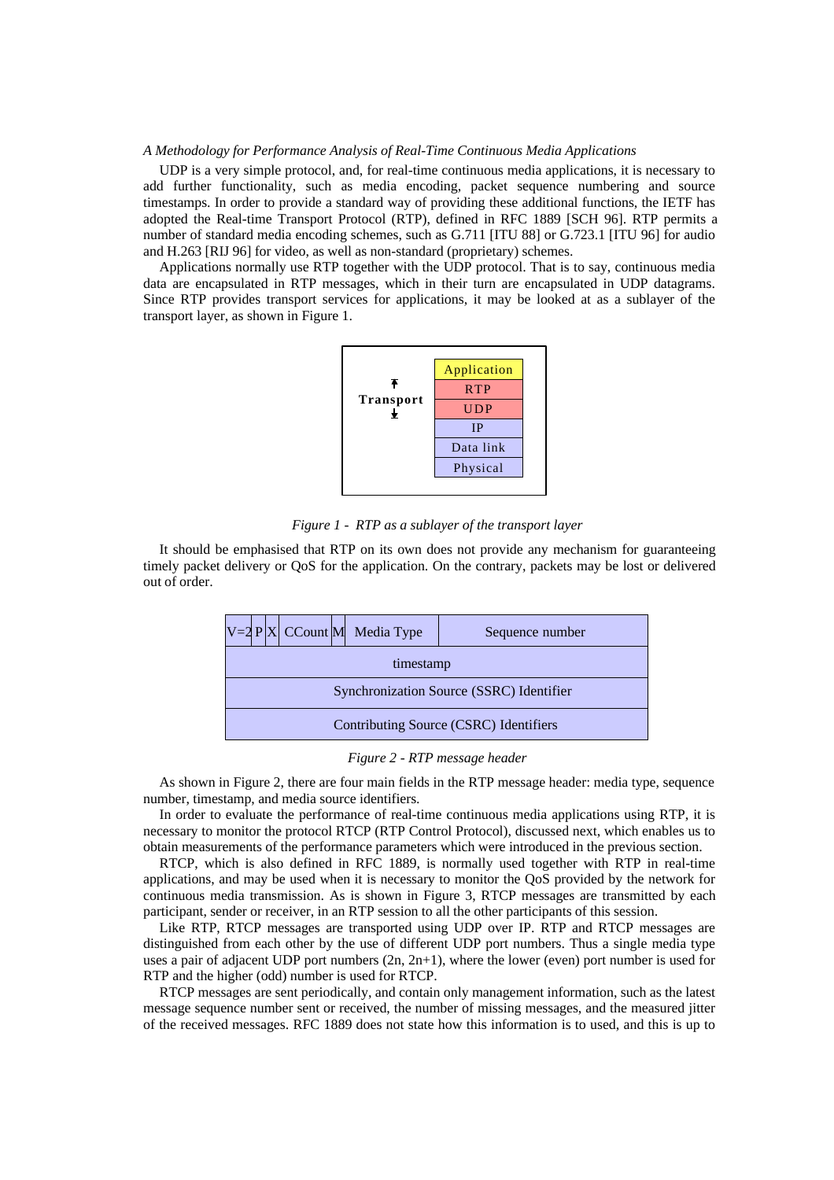UDP is a very simple protocol, and, for real-time continuous media applications, it is necessary to add further functionality, such as media encoding, packet sequence numbering and source timestamps. In order to provide a standard way of providing these additional functions, the IETF has adopted the Real-time Transport Protocol (RTP), defined in RFC 1889 [SCH 96]. RTP permits a number of standard media encoding schemes, such as G.711 [ITU 88] or G.723.1 [ITU 96] for audio and H.263 [RIJ 96] for video, as well as non-standard (proprietary) schemes.

Applications normally use RTP together with the UDP protocol. That is to say, continuous media data are encapsulated in RTP messages, which in their turn are encapsulated in UDP datagrams. Since RTP provides transport services for applications, it may be looked at as a sublayer of the transport layer, as shown in Figure 1.

| | Layer |
|---|---|
| | Application |
| Transport | RTP |
| | UDP |
| | IP |
| | Data link |
| | Physical |

*Figure 1 - RTP as a sublayer of the transport layer*

It should be emphasised that RTP on its own does not provide any mechanism for guaranteeing timely packet delivery or QoS for the application. On the contrary, packets may be lost or delivered out of order.

| V=2 | P | X | CCount | M | Media Type | Sequence number |
|---|---|---|---|---|---|---|
| timestamp | | | | | | |
| Synchronization Source (SSRC) Identifier | | | | | | |
| Contributing Source (CSRC) Identifiers | | | | | | |

*Figure 2 - RTP message header*

As shown in Figure 2, there are four main fields in the RTP message header: media type, sequence number, timestamp, and media source identifiers.

In order to evaluate the performance of real-time continuous media applications using RTP, it is necessary to monitor the protocol RTCP (RTP Control Protocol), discussed next, which enables us to obtain measurements of the performance parameters which were introduced in the previous section.

RTCP, which is also defined in RFC 1889, is normally used together with RTP in real-time applications, and may be used when it is necessary to monitor the QoS provided by the network for continuous media transmission. As is shown in Figure 3, RTCP messages are transmitted by each participant, sender or receiver, in an RTP session to all the other participants of this session.

Like RTP, RTCP messages are transported using UDP over IP. RTP and RTCP messages are distinguished from each other by the use of different UDP port numbers. Thus a single media type uses a pair of adjacent UDP port numbers (2n, 2n+1), where the lower (even) port number is used for RTP and the higher (odd) number is used for RTCP.

RTCP messages are sent periodically, and contain only management information, such as the latest message sequence number sent or received, the number of missing messages, and the measured jitter of the received messages. RFC 1889 does not state how this information is to used, and this is up to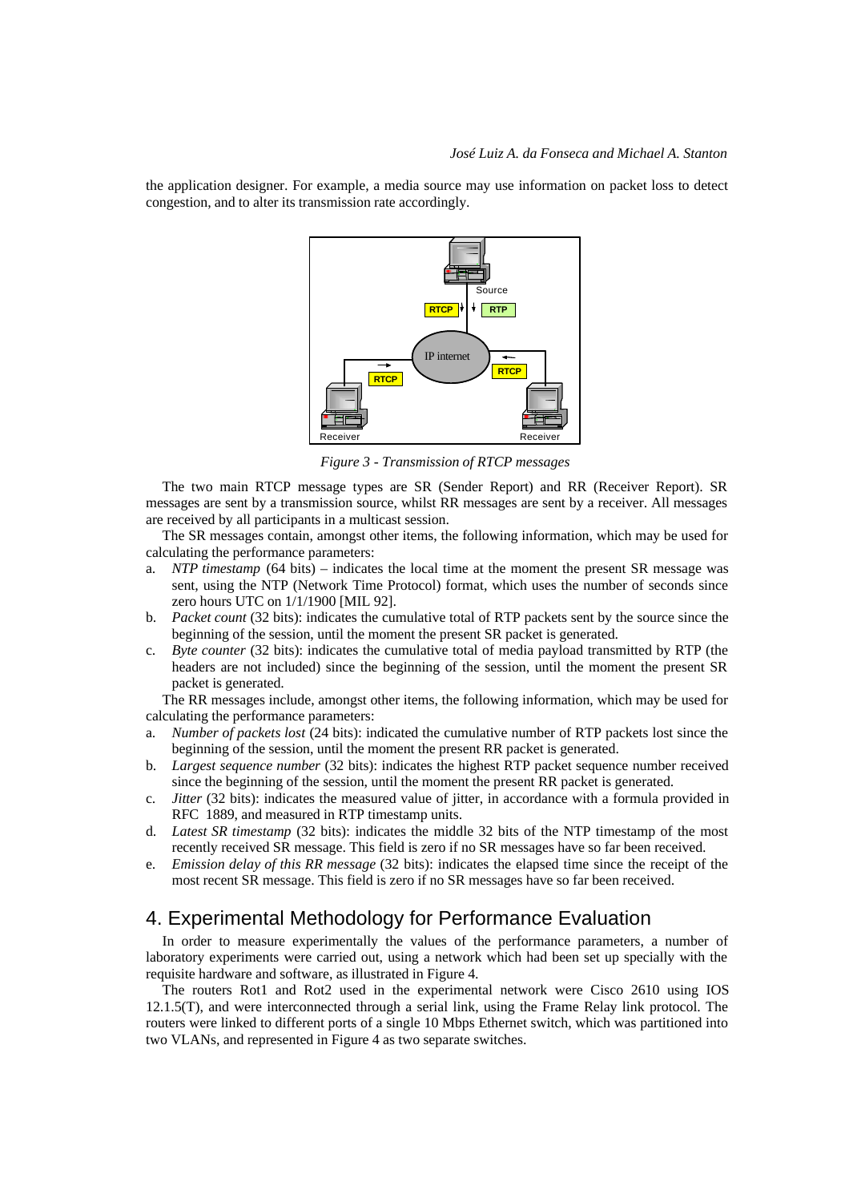the application designer. For example, a media source may use information on packet loss to detect congestion, and to alter its transmission rate accordingly.

*Figure 3 - Transmission of RTCP messages*

The two main RTCP message types are SR (Sender Report) and RR (Receiver Report). SR messages are sent by a transmission source, whilst RR messages are sent by a receiver. All messages are received by all participants in a multicast session.

The SR messages contain, amongst other items, the following information, which may be used for calculating the performance parameters:

a. *NTP timestamp* (64 bits) – indicates the local time at the moment the present SR message was sent, using the NTP (Network Time Protocol) format, which uses the number of seconds since zero hours UTC on 1/1/1900 [MIL 92].
b. *Packet count* (32 bits): indicates the cumulative total of RTP packets sent by the source since the beginning of the session, until the moment the present SR packet is generated.
c. *Byte counter* (32 bits): indicates the cumulative total of media payload transmitted by RTP (the headers are not included) since the beginning of the session, until the moment the present SR packet is generated.

The RR messages include, amongst other items, the following information, which may be used for calculating the performance parameters:

a. *Number of packets lost* (24 bits): indicated the cumulative number of RTP packets lost since the beginning of the session, until the moment the present RR packet is generated.
b. *Largest sequence number* (32 bits): indicates the highest RTP packet sequence number received since the beginning of the session, until the moment the present RR packet is generated.
c. *Jitter* (32 bits): indicates the measured value of jitter, in accordance with a formula provided in RFC 1889, and measured in RTP timestamp units.
d. *Latest SR timestamp* (32 bits): indicates the middle 32 bits of the NTP timestamp of the most recently received SR message. This field is zero if no SR messages have so far been received.
e. *Emission delay of this RR message* (32 bits): indicates the elapsed time since the receipt of the most recent SR message. This field is zero if no SR messages have so far been received.

## 4. Experimental Methodology for Performance Evaluation

In order to measure experimentally the values of the performance parameters, a number of laboratory experiments were carried out, using a network which had been set up specially with the requisite hardware and software, as illustrated in Figure 4.

The routers Rot1 and Rot2 used in the experimental network were Cisco 2610 using IOS 12.1.5(T), and were interconnected through a serial link, using the Frame Relay link protocol. The routers were linked to different ports of a single 10 Mbps Ethernet switch, which was partitioned into two VLANs, and represented in Figure 4 as two separate switches.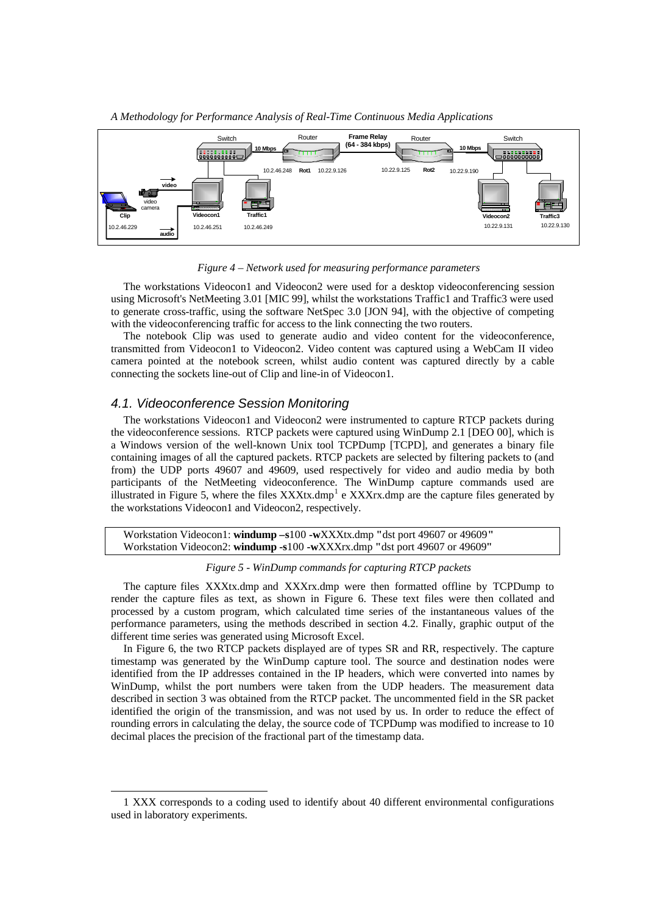Figure 4 – Network used for measuring performance parameters

The workstations Videocon1 and Videocon2 were used for a desktop videoconferencing session using Microsoft's NetMeeting 3.01 [MIC 99], whilst the workstations Traffic1 and Traffic3 were used to generate cross-traffic, using the software NetSpec 3.0 [JON 94], with the objective of competing with the videoconferencing traffic for access to the link connecting the two routers.

The notebook Clip was used to generate audio and video content for the videoconference, transmitted from Videocon1 to Videocon2. Video content was captured using a WebCam II video camera pointed at the notebook screen, whilst audio content was captured directly by a cable connecting the sockets line-out of Clip and line-in of Videocon1.

## 4.1. Videoconference Session Monitoring

The workstations Videocon1 and Videocon2 were instrumented to capture RTCP packets during the videoconference sessions. RTCP packets were captured using WinDump 2.1 [DEO 00], which is a Windows version of the well-known Unix tool TCPDump [TCPD], and generates a binary file containing images of all the captured packets. RTCP packets are selected by filtering packets to (and from) the UDP ports 49607 and 49609, used respectively for video and audio media by both participants of the NetMeeting videoconference. The WinDump capture commands used are illustrated in Figure 5, where the files XXXtx.dmp[1] e XXXrx.dmp are the capture files generated by the workstations Videocon1 and Videocon2, respectively.

```
Workstation Videocon1: windump –s100 -wXXXtx.dmp "dst port 49607 or 49609"
Workstation Videocon2: windump -s100 -wXXXrx.dmp "dst port 49607 or 49609"
```

*Figure 5 - WinDump commands for capturing RTCP packets*

The capture files XXXtx.dmp and XXXrx.dmp were then formatted offline by TCPDump to render the capture files as text, as shown in Figure 6. These text files were then collated and processed by a custom program, which calculated time series of the instantaneous values of the performance parameters, using the methods described in section 4.2. Finally, graphic output of the different time series was generated using Microsoft Excel.

In Figure 6, the two RTCP packets displayed are of types SR and RR, respectively. The capture timestamp was generated by the WinDump capture tool. The source and destination nodes were identified from the IP addresses contained in the IP headers, which were converted into names by WinDump, whilst the port numbers were taken from the UDP headers. The measurement data described in section 3 was obtained from the RTCP packet. The uncommented field in the SR packet identified the origin of the transmission, and was not used by us. In order to reduce the effect of rounding errors in calculating the delay, the source code of TCPDump was modified to increase to 10 decimal places the precision of the fractional part of the timestamp data.

---

1 XXX corresponds to a coding used to identify about 40 different environmental configurations used in laboratory experiments.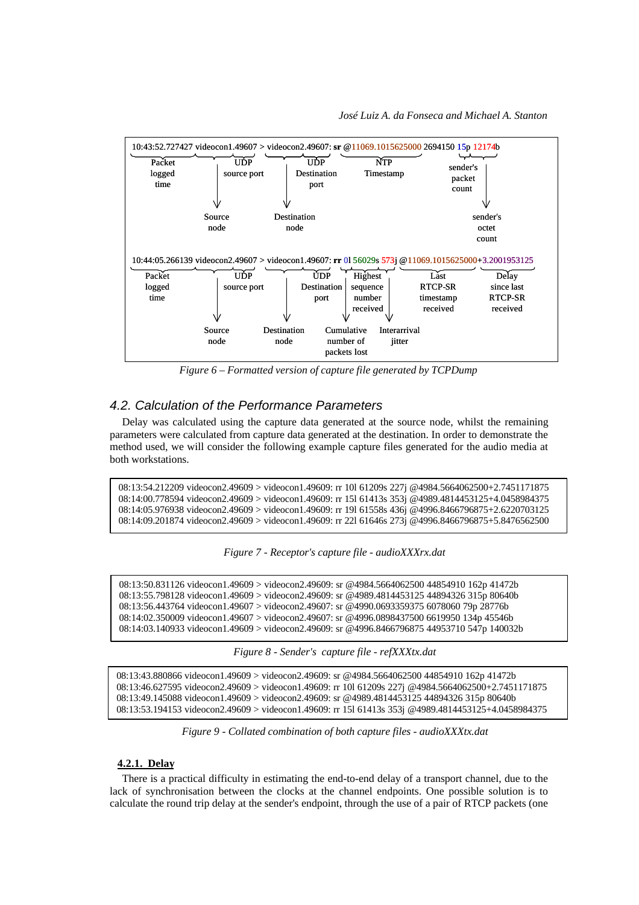```
10:43:52.727427 videocon1.49607 > videocon2.49607: sr @11069.1015625000 2694150 15p 12174b
```

- Packet logged time
- UDP source port → Source node
- UDP Destination port → Destination node
- NTP Timestamp
- sender's packet count
- sender's octet count

```
10:44:05.266139 videocon2.49607 > videocon1.49607: rr 0l 56029s 573j @11069.1015625000+3.2001953125
```

- Packet logged time
- UDP source port → Source node
- UDP Destination port → Destination node
- Highest sequence number received
- Cumulative number of packets lost
- Interarrival jitter
- Last RTCP-SR timestamp received
- Delay since last RTCP-SR received

*Figure 6 – Formatted version of capture file generated by TCPDump*

### 4.2. Calculation of the Performance Parameters

Delay was calculated using the capture data generated at the source node, whilst the remaining parameters were calculated from capture data generated at the destination. In order to demonstrate the method used, we will consider the following example capture files generated for the audio media at both workstations.

```
08:13:54.212209 videocon2.49609 > videocon1.49609: rr 10l 61209s 227j @4984.5664062500+2.7451171875
08:14:00.778594 videocon2.49609 > videocon1.49609: rr 15l 61413s 353j @4989.4814453125+4.0458984375
08:14:05.976938 videocon2.49609 > videocon1.49609: rr 19l 61558s 436j @4996.8466796875+2.6220703125
08:14:09.201874 videocon2.49609 > videocon1.49609: rr 22l 61646s 273j @4996.8466796875+5.8476562500
```

*Figure 7 - Receptor's capture file - audioXXXrx.dat*

```
08:13:50.831126 videocon1.49609 > videocon2.49609: sr @4984.5664062500 44854910 162p 41472b
08:13:55.798128 videocon1.49609 > videocon2.49609: sr @4989.4814453125 44894326 315p 80640b
08:13:56.443764 videocon1.49607 > videocon2.49607: sr @4990.0693359375 6078060 79p 28776b
08:14:02.350009 videocon1.49607 > videocon2.49607: sr @4996.0898437500 6619950 134p 45546b
08:14:03.140933 videocon1.49609 > videocon2.49609: sr @4996.8466796875 44953710 547p 140032b
```

*Figure 8 - Sender's capture file - refXXXtx.dat*

```
08:13:43.880866 videocon1.49609 > videocon2.49609: sr @4984.5664062500 44854910 162p 41472b
08:13:46.627595 videocon2.49609 > videocon1.49609: rr 10l 61209s 227j @4984.5664062500+2.7451171875
08:13:49.145088 videocon1.49609 > videocon2.49609: sr @4989.4814453125 44894326 315p 80640b
08:13:53.194153 videocon2.49609 > videocon1.49609: rr 15l 61413s 353j @4989.4814453125+4.0458984375
```

*Figure 9 - Collated combination of both capture files - audioXXXtx.dat*

#### 4.2.1. Delay

There is a practical difficulty in estimating the end-to-end delay of a transport channel, due to the lack of synchronisation between the clocks at the channel endpoints. One possible solution is to calculate the round trip delay at the sender's endpoint, through the use of a pair of RTCP packets (one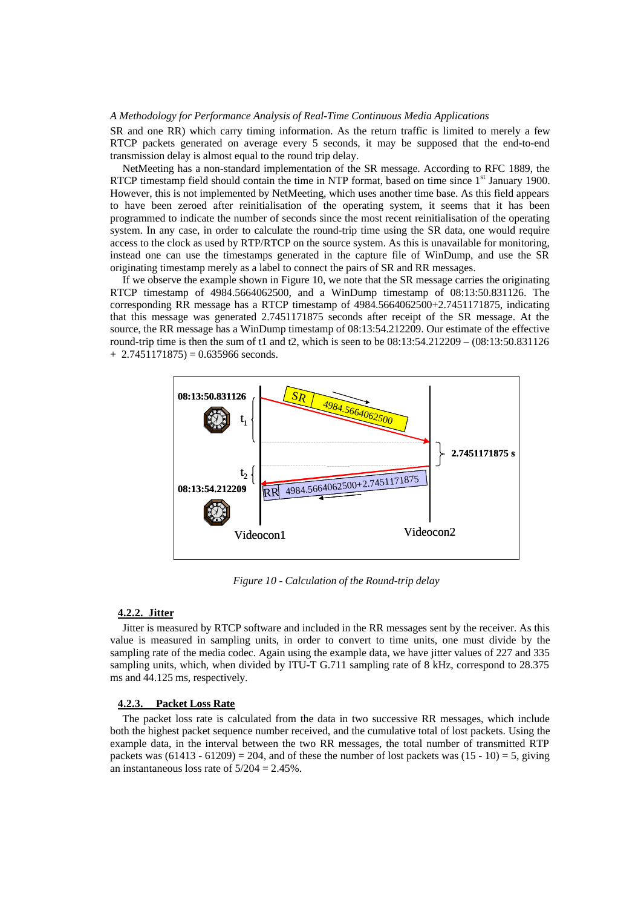SR and one RR) which carry timing information. As the return traffic is limited to merely a few RTCP packets generated on average every 5 seconds, it may be supposed that the end-to-end transmission delay is almost equal to the round trip delay.

NetMeeting has a non-standard implementation of the SR message. According to RFC 1889, the RTCP timestamp field should contain the time in NTP format, based on time since 1st January 1900. However, this is not implemented by NetMeeting, which uses another time base. As this field appears to have been zeroed after reinitialisation of the operating system, it seems that it has been programmed to indicate the number of seconds since the most recent reinitialisation of the operating system. In any case, in order to calculate the round-trip time using the SR data, one would require access to the clock as used by RTP/RTCP on the source system. As this is unavailable for monitoring, instead one can use the timestamps generated in the capture file of WinDump, and use the SR originating timestamp merely as a label to connect the pairs of SR and RR messages.

If we observe the example shown in Figure 10, we note that the SR message carries the originating RTCP timestamp of 4984.5664062500, and a WinDump timestamp of 08:13:50.831126. The corresponding RR message has a RTCP timestamp of 4984.5664062500+2.7451171875, indicating that this message was generated 2.7451171875 seconds after receipt of the SR message. At the source, the RR message has a WinDump timestamp of 08:13:54.212209. Our estimate of the effective round-trip time is then the sum of t1 and t2, which is seen to be 08:13:54.212209 – (08:13:50.831126 + 2.7451171875) = 0.635966 seconds.

*Figure 10 - Calculation of the Round-trip delay*

### 4.2.2. Jitter

Jitter is measured by RTCP software and included in the RR messages sent by the receiver. As this value is measured in sampling units, in order to convert to time units, one must divide by the sampling rate of the media codec. Again using the example data, we have jitter values of 227 and 335 sampling units, which, when divided by ITU-T G.711 sampling rate of 8 kHz, correspond to 28.375 ms and 44.125 ms, respectively.

### 4.2.3. Packet Loss Rate

The packet loss rate is calculated from the data in two successive RR messages, which include both the highest packet sequence number received, and the cumulative total of lost packets. Using the example data, in the interval between the two RR messages, the total number of transmitted RTP packets was (61413 - 61209) = 204, and of these the number of lost packets was (15 - 10) = 5, giving an instantaneous loss rate of 5/204 = 2.45%.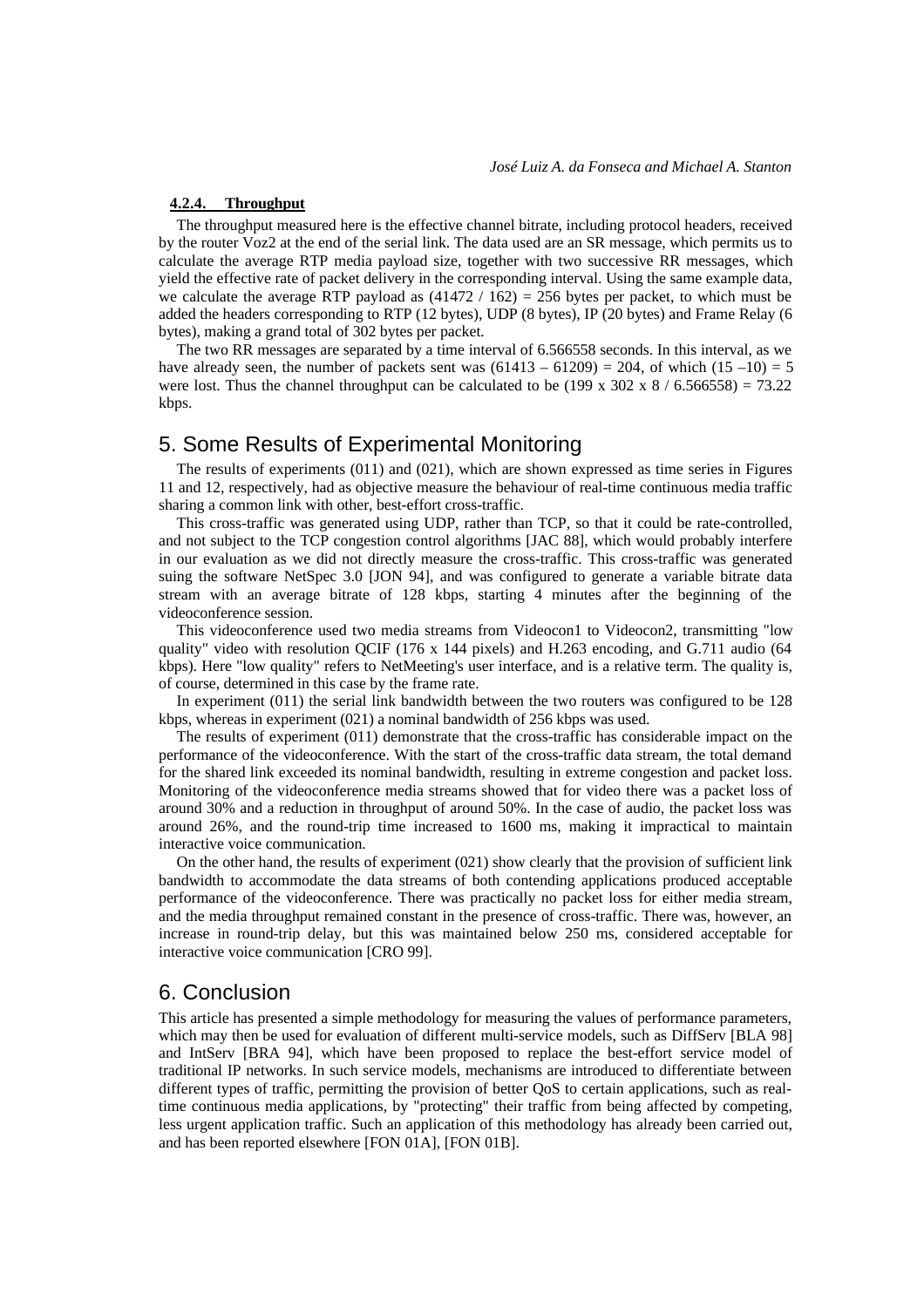#### 4.2.4. Throughput

The throughput measured here is the effective channel bitrate, including protocol headers, received by the router Voz2 at the end of the serial link. The data used are an SR message, which permits us to calculate the average RTP media payload size, together with two successive RR messages, which yield the effective rate of packet delivery in the corresponding interval. Using the same example data, we calculate the average RTP payload as (41472 / 162) = 256 bytes per packet, to which must be added the headers corresponding to RTP (12 bytes), UDP (8 bytes), IP (20 bytes) and Frame Relay (6 bytes), making a grand total of 302 bytes per packet.

The two RR messages are separated by a time interval of 6.566558 seconds. In this interval, as we have already seen, the number of packets sent was (61413 – 61209) = 204, of which (15 –10) = 5 were lost. Thus the channel throughput can be calculated to be (199 x 302 x 8 / 6.566558) = 73.22 kbps.

## 5. Some Results of Experimental Monitoring

The results of experiments (011) and (021), which are shown expressed as time series in Figures 11 and 12, respectively, had as objective measure the behaviour of real-time continuous media traffic sharing a common link with other, best-effort cross-traffic.

This cross-traffic was generated using UDP, rather than TCP, so that it could be rate-controlled, and not subject to the TCP congestion control algorithms [JAC 88], which would probably interfere in our evaluation as we did not directly measure the cross-traffic. This cross-traffic was generated suing the software NetSpec 3.0 [JON 94], and was configured to generate a variable bitrate data stream with an average bitrate of 128 kbps, starting 4 minutes after the beginning of the videoconference session.

This videoconference used two media streams from Videocon1 to Videocon2, transmitting "low quality" video with resolution QCIF (176 x 144 pixels) and H.263 encoding, and G.711 audio (64 kbps). Here "low quality" refers to NetMeeting's user interface, and is a relative term. The quality is, of course, determined in this case by the frame rate.

In experiment (011) the serial link bandwidth between the two routers was configured to be 128 kbps, whereas in experiment (021) a nominal bandwidth of 256 kbps was used.

The results of experiment (011) demonstrate that the cross-traffic has considerable impact on the performance of the videoconference. With the start of the cross-traffic data stream, the total demand for the shared link exceeded its nominal bandwidth, resulting in extreme congestion and packet loss. Monitoring of the videoconference media streams showed that for video there was a packet loss of around 30% and a reduction in throughput of around 50%. In the case of audio, the packet loss was around 26%, and the round-trip time increased to 1600 ms, making it impractical to maintain interactive voice communication.

On the other hand, the results of experiment (021) show clearly that the provision of sufficient link bandwidth to accommodate the data streams of both contending applications produced acceptable performance of the videoconference. There was practically no packet loss for either media stream, and the media throughput remained constant in the presence of cross-traffic. There was, however, an increase in round-trip delay, but this was maintained below 250 ms, considered acceptable for interactive voice communication [CRO 99].

## 6. Conclusion

This article has presented a simple methodology for measuring the values of performance parameters, which may then be used for evaluation of different multi-service models, such as DiffServ [BLA 98] and IntServ [BRA 94], which have been proposed to replace the best-effort service model of traditional IP networks. In such service models, mechanisms are introduced to differentiate between different types of traffic, permitting the provision of better QoS to certain applications, such as real-time continuous media applications, by "protecting" their traffic from being affected by competing, less urgent application traffic. Such an application of this methodology has already been carried out, and has been reported elsewhere [FON 01A], [FON 01B].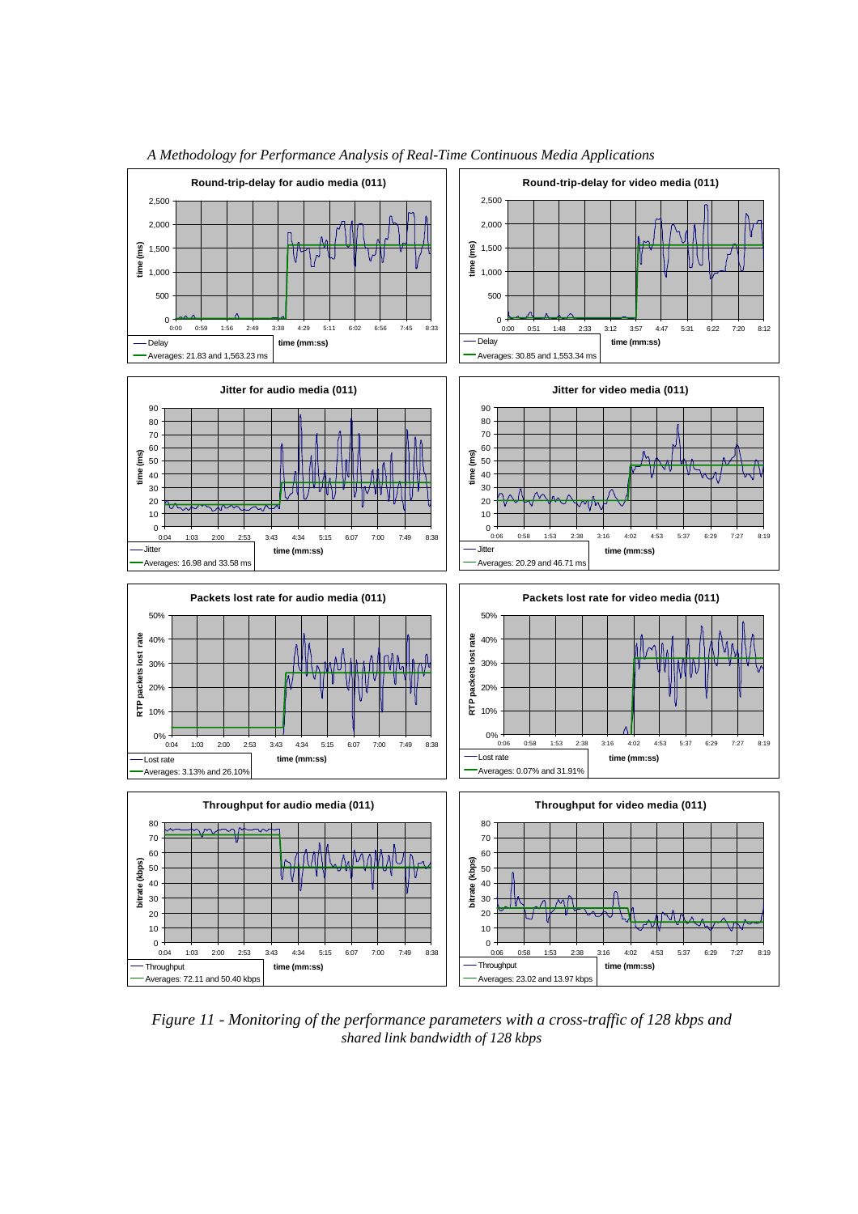**Round-trip-delay for audio media (011)**

Delay — Averages: 21.83 and 1,563.23 ms

**Round-trip-delay for video media (011)**

Delay — Averages: 30.85 and 1,553.34 ms

**Jitter for audio media (011)**

Jitter — Averages: 16.98 and 33.58 ms

**Jitter for video media (011)**

Jitter — Averages: 20.29 and 46.71 ms

**Packets lost rate for audio media (011)**

Lost rate — Averages: 3.13% and 26.10%

**Packets lost rate for video media (011)**

Lost rate — Averages: 0.07% and 31.91%

**Throughput for audio media (011)**

Throughput — Averages: 72.11 and 50.40 kbps

**Throughput for video media (011)**

Throughput — Averages: 23.02 and 13.97 kbps

*Figure 11 - Monitoring of the performance parameters with a cross-traffic of 128 kbps and shared link bandwidth of 128 kbps*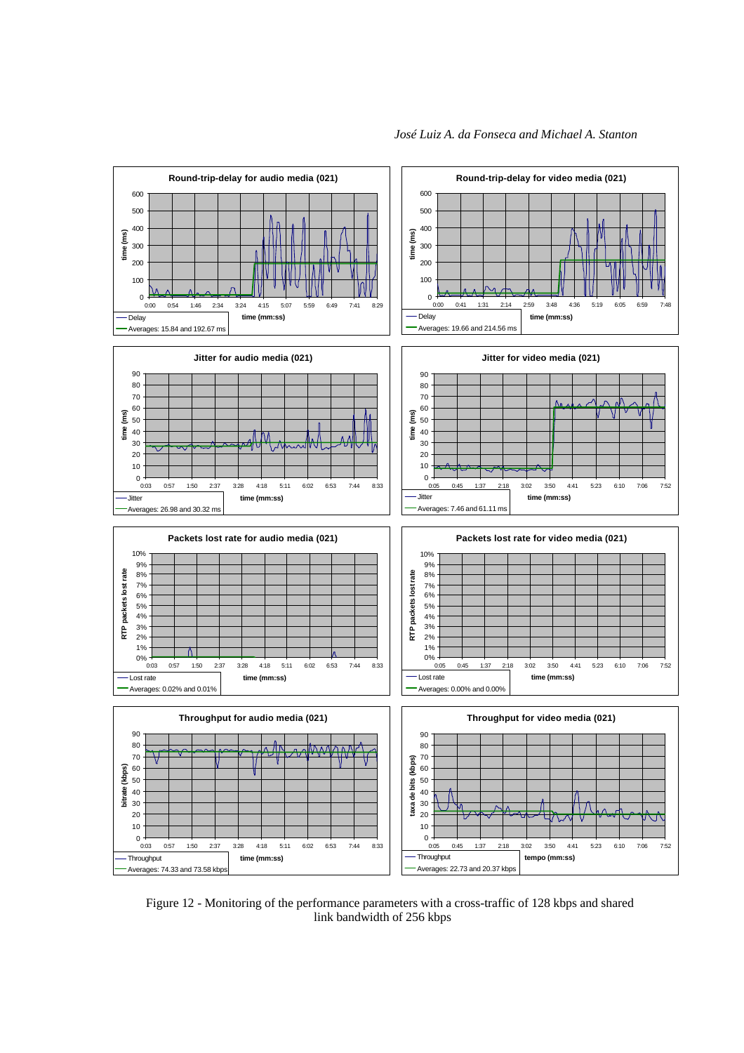Figure 12 - Monitoring of the performance parameters with a cross-traffic of 128 kbps and shared link bandwidth of 256 kbps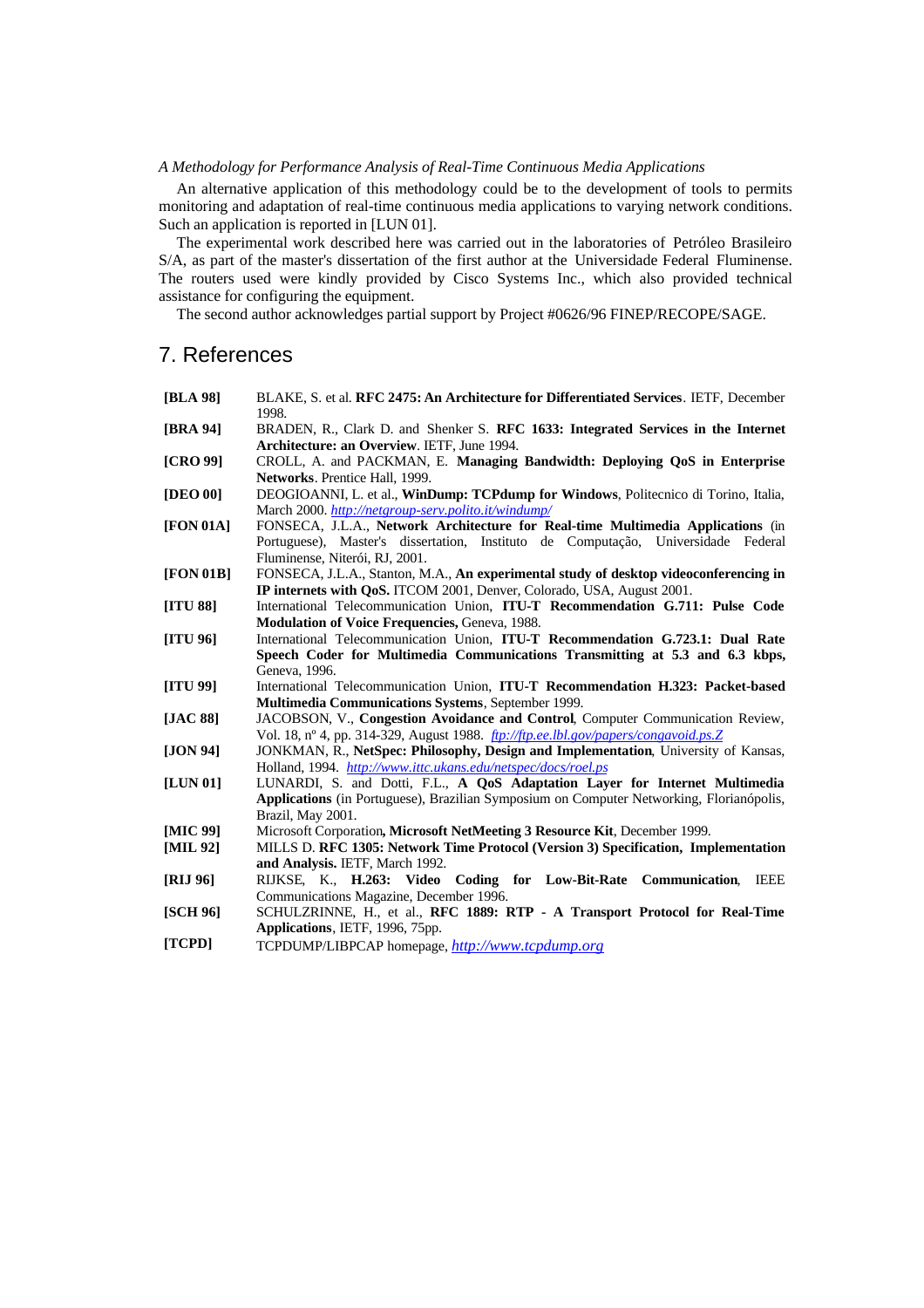An alternative application of this methodology could be to the development of tools to permits monitoring and adaptation of real-time continuous media applications to varying network conditions. Such an application is reported in [LUN 01].

The experimental work described here was carried out in the laboratories of Petróleo Brasileiro S/A, as part of the master's dissertation of the first author at the Universidade Federal Fluminense. The routers used were kindly provided by Cisco Systems Inc., which also provided technical assistance for configuring the equipment.

The second author acknowledges partial support by Project #0626/96 FINEP/RECOPE/SAGE.

## 7. References

**[BLA 98]** BLAKE, S. et al. **RFC 2475: An Architecture for Differentiated Services**. IETF, December 1998.

**[BRA 94]** BRADEN, R., Clark D. and Shenker S. **RFC 1633: Integrated Services in the Internet Architecture: an Overview**. IETF, June 1994.

**[CRO 99]** CROLL, A. and PACKMAN, E. **Managing Bandwidth: Deploying QoS in Enterprise Networks**. Prentice Hall, 1999.

**[DEO 00]** DEOGIOANNI, L. et al., **WinDump: TCPdump for Windows**, Politecnico di Torino, Italia, March 2000. *http://netgroup-serv.polito.it/windump/*

**[FON 01A]** FONSECA, J.L.A., **Network Architecture for Real-time Multimedia Applications** (in Portuguese), Master's dissertation, Instituto de Computação, Universidade Federal Fluminense, Niterói, RJ, 2001.

**[FON 01B]** FONSECA, J.L.A., Stanton, M.A., **An experimental study of desktop videoconferencing in IP internets with QoS.** ITCOM 2001, Denver, Colorado, USA, August 2001.

**[ITU 88]** International Telecommunication Union, **ITU-T Recommendation G.711: Pulse Code Modulation of Voice Frequencies,** Geneva, 1988.

**[ITU 96]** International Telecommunication Union, **ITU-T Recommendation G.723.1: Dual Rate Speech Coder for Multimedia Communications Transmitting at 5.3 and 6.3 kbps,** Geneva, 1996.

**[ITU 99]** International Telecommunication Union, **ITU-T Recommendation H.323: Packet-based Multimedia Communications Systems**, September 1999.

**[JAC 88]** JACOBSON, V., **Congestion Avoidance and Control**, Computer Communication Review, Vol. 18, nº 4, pp. 314-329, August 1988. *ftp://ftp.ee.lbl.gov/papers/congavoid.ps.Z*

**[JON 94]** JONKMAN, R., **NetSpec: Philosophy, Design and Implementation**, University of Kansas, Holland, 1994. *http://www.ittc.ukans.edu/netspec/docs/roel.ps*

**[LUN 01]** LUNARDI, S. and Dotti, F.L., **A QoS Adaptation Layer for Internet Multimedia Applications** (in Portuguese), Brazilian Symposium on Computer Networking, Florianópolis, Brazil, May 2001.

**[MIC 99]** Microsoft Corporation**, Microsoft NetMeeting 3 Resource Kit**, December 1999.

**[MIL 92]** MILLS D. **RFC 1305: Network Time Protocol (Version 3) Specification, Implementation and Analysis.** IETF, March 1992.

**[RIJ 96]** RIJKSE, K., **H.263: Video Coding for Low-Bit-Rate Communication**, IEEE Communications Magazine, December 1996.

**[SCH 96]** SCHULZRINNE, H., et al., **RFC 1889: RTP - A Transport Protocol for Real-Time Applications**, IETF, 1996, 75pp.

**[TCPD]** TCPDUMP/LIBPCAP homepage, *http://www.tcpdump.org*